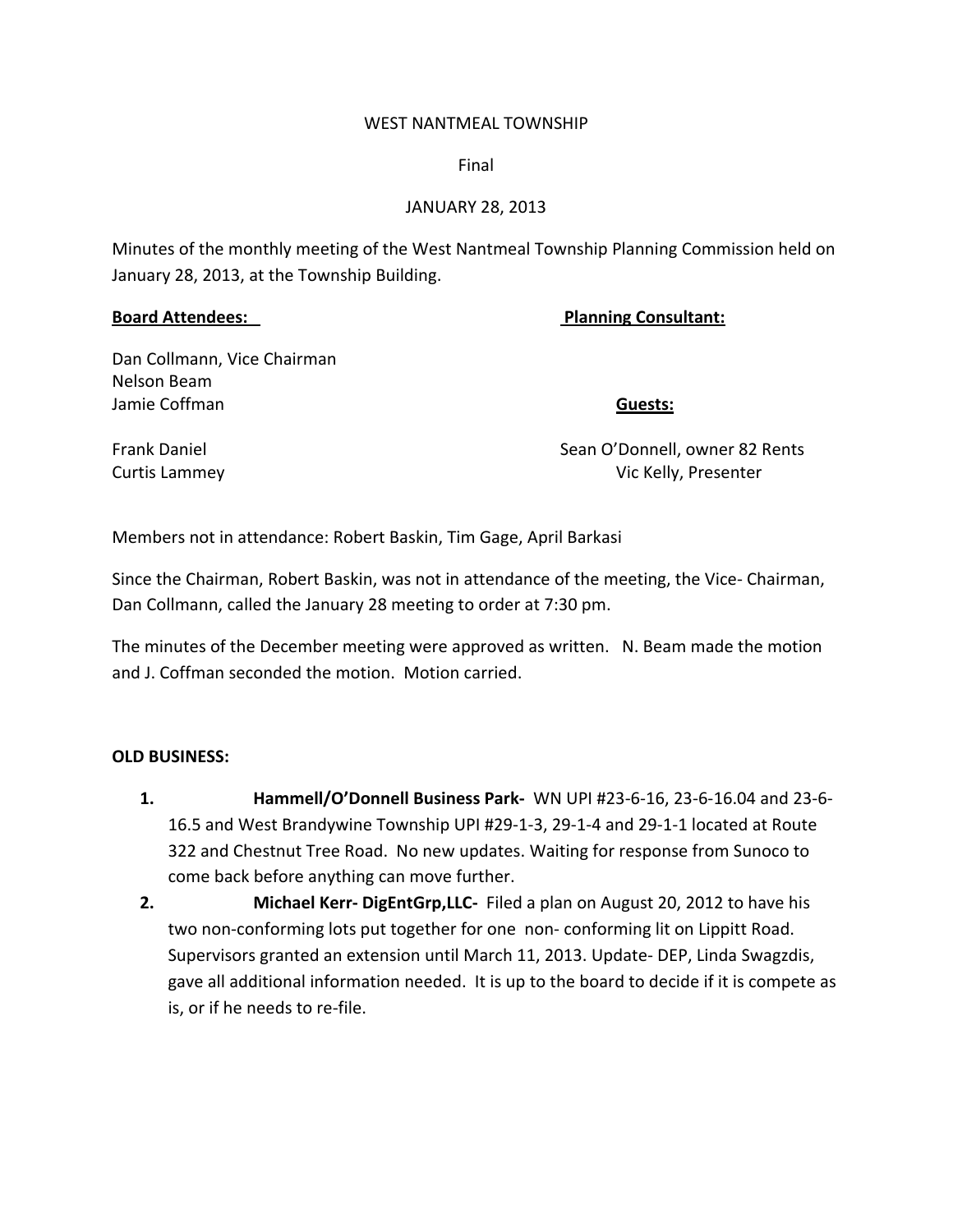WEST NANTMEAL TOWNSHIP

Final

JANUARY 28, 2013

Minutes of the monthly meeting of the West Nantmeal Township Planning Commission held on January 28, 2013, at the Township Building.

**Board Attendees:**

Dan Collmann, Vice Chairman
Nelson Beam
Jamie Coffman

Frank Daniel
Curtis Lammey

**Planning Consultant:**

**Guests:**

Sean O'Donnell, owner 82 Rents
Vic Kelly, Presenter

Members not in attendance: Robert Baskin, Tim Gage, April Barkasi

Since the Chairman, Robert Baskin, was not in attendance of the meeting, the Vice- Chairman, Dan Collmann, called the January 28 meeting to order at 7:30 pm.

The minutes of the December meeting were approved as written. N. Beam made the motion and J. Coffman seconded the motion. Motion carried.

**OLD BUSINESS:**

1. **Hammell/O'Donnell Business Park-** WN UPI #23-6-16, 23-6-16.04 and 23-6-16.5 and West Brandywine Township UPI #29-1-3, 29-1-4 and 29-1-1 located at Route 322 and Chestnut Tree Road. No new updates. Waiting for response from Sunoco to come back before anything can move further.
2. **Michael Kerr- DigEntGrp,LLC-** Filed a plan on August 20, 2012 to have his two non-conforming lots put together for one non- conforming lit on Lippitt Road. Supervisors granted an extension until March 11, 2013. Update- DEP, Linda Swagzdis, gave all additional information needed. It is up to the board to decide if it is compete as is, or if he needs to re-file.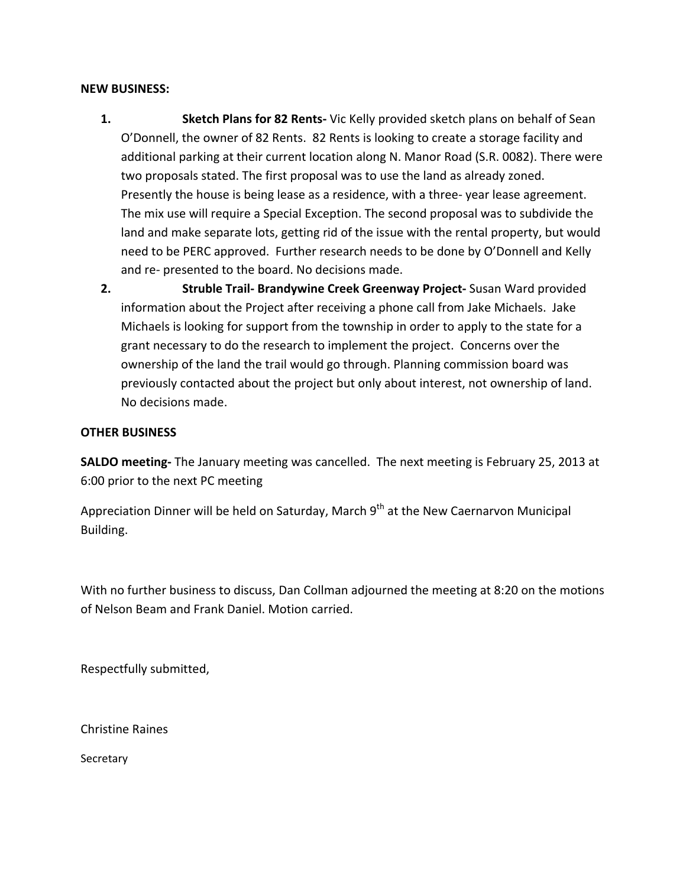**NEW BUSINESS:**

1. **Sketch Plans for 82 Rents-** Vic Kelly provided sketch plans on behalf of Sean O'Donnell, the owner of 82 Rents. 82 Rents is looking to create a storage facility and additional parking at their current location along N. Manor Road (S.R. 0082). There were two proposals stated. The first proposal was to use the land as already zoned. Presently the house is being lease as a residence, with a three- year lease agreement. The mix use will require a Special Exception. The second proposal was to subdivide the land and make separate lots, getting rid of the issue with the rental property, but would need to be PERC approved. Further research needs to be done by O'Donnell and Kelly and re- presented to the board. No decisions made.
2. **Struble Trail- Brandywine Creek Greenway Project-** Susan Ward provided information about the Project after receiving a phone call from Jake Michaels. Jake Michaels is looking for support from the township in order to apply to the state for a grant necessary to do the research to implement the project. Concerns over the ownership of the land the trail would go through. Planning commission board was previously contacted about the project but only about interest, not ownership of land. No decisions made.

**OTHER BUSINESS**

**SALDO meeting-** The January meeting was cancelled. The next meeting is February 25, 2013 at 6:00 prior to the next PC meeting

Appreciation Dinner will be held on Saturday, March 9th at the New Caernarvon Municipal Building.

With no further business to discuss, Dan Collman adjourned the meeting at 8:20 on the motions of Nelson Beam and Frank Daniel. Motion carried.

Respectfully submitted,

Christine Raines

Secretary